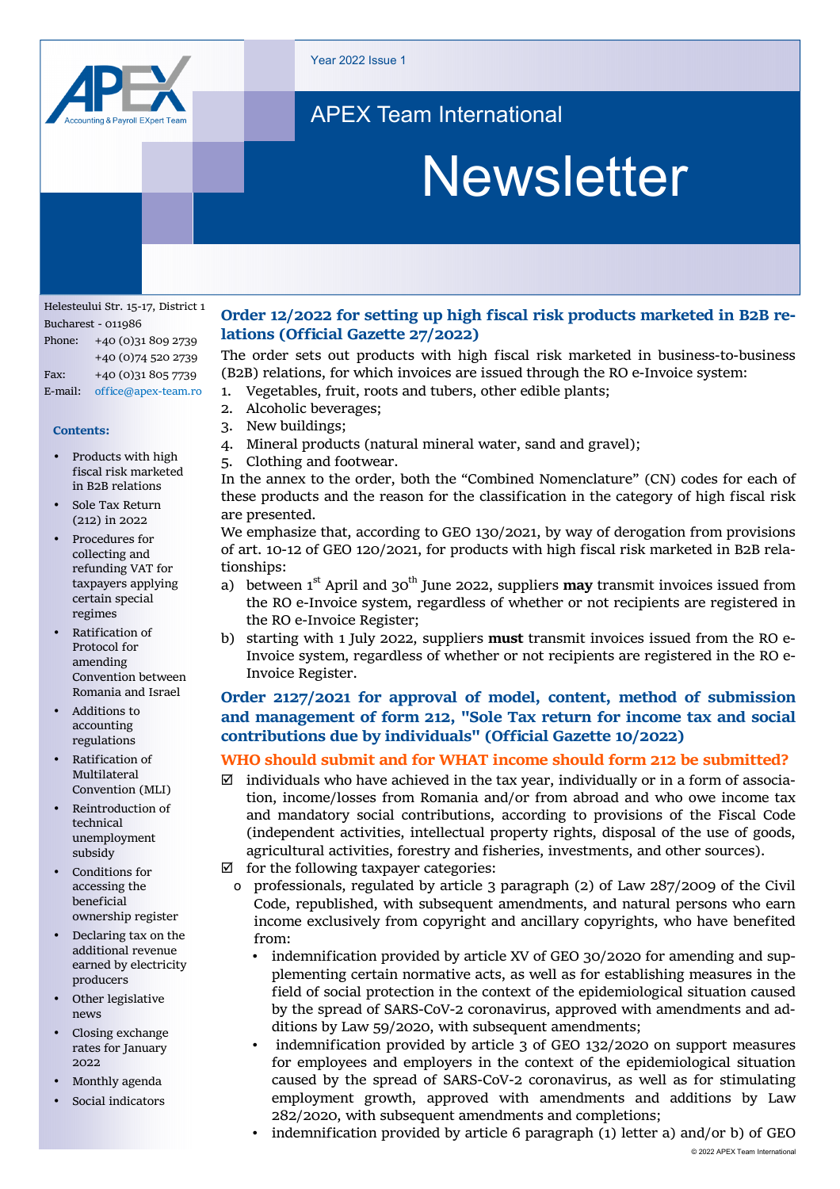Year 2022 Issue 1

APEX Team International

# Newsletter

Helesteului Str. 15-17, District 1
Bucharest - 011986
Phone: +40 (0)31 809 2739
+40 (0)74 520 2739
Fax: +40 (0)31 805 7739
E-mail: office@apex-team.ro

**Contents:**

- Products with high fiscal risk marketed in B2B relations
- Sole Tax Return (212) in 2022
- Procedures for collecting and refunding VAT for taxpayers applying certain special regimes
- Ratification of Protocol for amending Convention between Romania and Israel
- Additions to accounting regulations
- Ratification of Multilateral Convention (MLI)
- Reintroduction of technical unemployment subsidy
- Conditions for accessing the beneficial ownership register
- Declaring tax on the additional revenue earned by electricity producers
- Other legislative news
- Closing exchange rates for January 2022
- Monthly agenda
- Social indicators

## Order 12/2022 for setting up high fiscal risk products marketed in B2B relations (Official Gazette 27/2022)

The order sets out products with high fiscal risk marketed in business-to-business (B2B) relations, for which invoices are issued through the RO e-Invoice system:

1. Vegetables, fruit, roots and tubers, other edible plants;
2. Alcoholic beverages;
3. New buildings;
4. Mineral products (natural mineral water, sand and gravel);
5. Clothing and footwear.

In the annex to the order, both the "Combined Nomenclature" (CN) codes for each of these products and the reason for the classification in the category of high fiscal risk are presented.

We emphasize that, according to GEO 130/2021, by way of derogation from provisions of art. 10-12 of GEO 120/2021, for products with high fiscal risk marketed in B2B relationships:

a) between 1st April and 30th June 2022, suppliers **may** transmit invoices issued from the RO e-Invoice system, regardless of whether or not recipients are registered in the RO e-Invoice Register;
b) starting with 1 July 2022, suppliers **must** transmit invoices issued from the RO e-Invoice system, regardless of whether or not recipients are registered in the RO e-Invoice Register.

## Order 2127/2021 for approval of model, content, method of submission and management of form 212, "Sole Tax return for income tax and social contributions due by individuals" (Official Gazette 10/2022)

### WHO should submit and for WHAT income should form 212 be submitted?

- ☑ individuals who have achieved in the tax year, individually or in a form of association, income/losses from Romania and/or from abroad and who owe income tax and mandatory social contributions, according to provisions of the Fiscal Code (independent activities, intellectual property rights, disposal of the use of goods, agricultural activities, forestry and fisheries, investments, and other sources).
- ☑ for the following taxpayer categories:
  - professionals, regulated by article 3 paragraph (2) of Law 287/2009 of the Civil Code, republished, with subsequent amendments, and natural persons who earn income exclusively from copyright and ancillary copyrights, who have benefited from:
    - indemnification provided by article XV of GEO 30/2020 for amending and supplementing certain normative acts, as well as for establishing measures in the field of social protection in the context of the epidemiological situation caused by the spread of SARS-CoV-2 coronavirus, approved with amendments and additions by Law 59/2020, with subsequent amendments;
    - indemnification provided by article 3 of GEO 132/2020 on support measures for employees and employers in the context of the epidemiological situation caused by the spread of SARS-CoV-2 coronavirus, as well as for stimulating employment growth, approved with amendments and additions by Law 282/2020, with subsequent amendments and completions;
    - indemnification provided by article 6 paragraph (1) letter a) and/or b) of GEO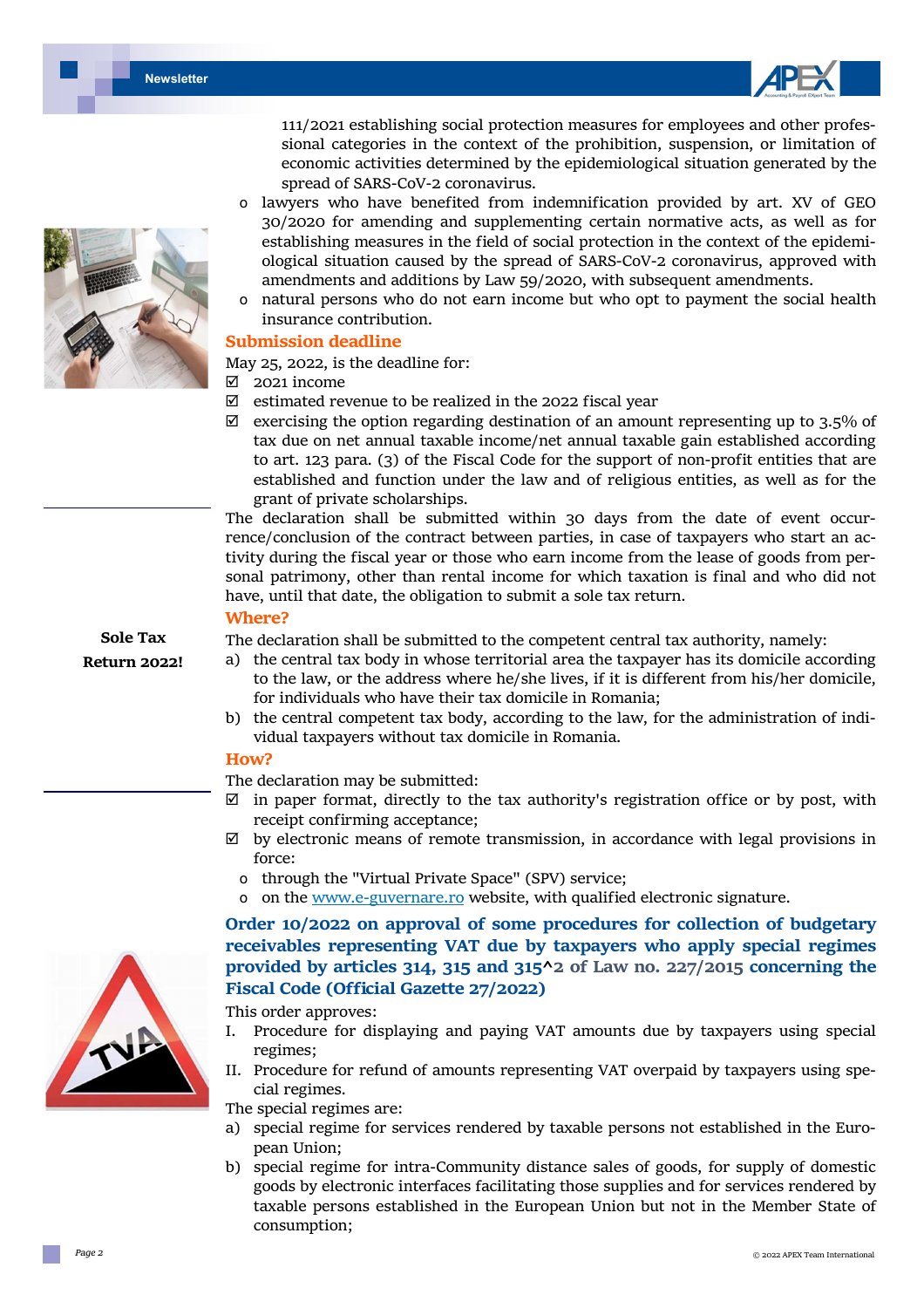111/2021 establishing social protection measures for employees and other professional categories in the context of the prohibition, suspension, or limitation of economic activities determined by the epidemiological situation generated by the spread of SARS-CoV-2 coronavirus.

- lawyers who have benefited from indemnification provided by art. XV of GEO 30/2020 for amending and supplementing certain normative acts, as well as for establishing measures in the field of social protection in the context of the epidemiological situation caused by the spread of SARS-CoV-2 coronavirus, approved with amendments and additions by Law 59/2020, with subsequent amendments.
- natural persons who do not earn income but who opt to payment the social health insurance contribution.

**Sole Tax Return 2022!**

### Submission deadline

May 25, 2022, is the deadline for:

- ☑ 2021 income
- ☑ estimated revenue to be realized in the 2022 fiscal year
- ☑ exercising the option regarding destination of an amount representing up to 3.5% of tax due on net annual taxable income/net annual taxable gain established according to art. 123 para. (3) of the Fiscal Code for the support of non-profit entities that are established and function under the law and of religious entities, as well as for the grant of private scholarships.

The declaration shall be submitted within 30 days from the date of event occurrence/conclusion of the contract between parties, in case of taxpayers who start an activity during the fiscal year or those who earn income from the lease of goods from personal patrimony, other than rental income for which taxation is final and who did not have, until that date, the obligation to submit a sole tax return.

### Where?

The declaration shall be submitted to the competent central tax authority, namely:

a) the central tax body in whose territorial area the taxpayer has its domicile according to the law, or the address where he/she lives, if it is different from his/her domicile, for individuals who have their tax domicile in Romania;

b) the central competent tax body, according to the law, for the administration of individual taxpayers without tax domicile in Romania.

### How?

The declaration may be submitted:

- ☑ in paper format, directly to the tax authority's registration office or by post, with receipt confirming acceptance;
- ☑ by electronic means of remote transmission, in accordance with legal provisions in force:
  - through the "Virtual Private Space" (SPV) service;
  - on the www.e-guvernare.ro website, with qualified electronic signature.

## Order 10/2022 on approval of some procedures for collection of budgetary receivables representing VAT due by taxpayers who apply special regimes provided by articles 314, 315 and 315^2 of Law no. 227/2015 concerning the Fiscal Code (Official Gazette 27/2022)

This order approves:

I. Procedure for displaying and paying VAT amounts due by taxpayers using special regimes;

II. Procedure for refund of amounts representing VAT overpaid by taxpayers using special regimes.

The special regimes are:

a) special regime for services rendered by taxable persons not established in the European Union;

b) special regime for intra-Community distance sales of goods, for supply of domestic goods by electronic interfaces facilitating those supplies and for services rendered by taxable persons established in the European Union but not in the Member State of consumption;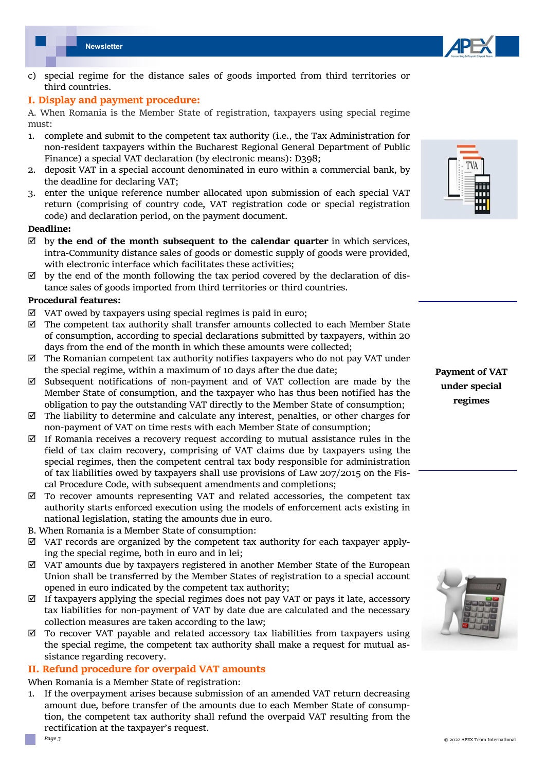c) special regime for the distance sales of goods imported from third territories or third countries.

## I. Display and payment procedure:

A. When Romania is the Member State of registration, taxpayers using special regime must:

1. complete and submit to the competent tax authority (i.e., the Tax Administration for non-resident taxpayers within the Bucharest Regional General Department of Public Finance) a special VAT declaration (by electronic means): D398;
2. deposit VAT in a special account denominated in euro within a commercial bank, by the deadline for declaring VAT;
3. enter the unique reference number allocated upon submission of each special VAT return (comprising of country code, VAT registration code or special registration code) and declaration period, on the payment document.

**Deadline:**

- ☑ by **the end of the month subsequent to the calendar quarter** in which services, intra-Community distance sales of goods or domestic supply of goods were provided, with electronic interface which facilitates these activities;
- ☑ by the end of the month following the tax period covered by the declaration of distance sales of goods imported from third territories or third countries.

**Procedural features:**

- ☑ VAT owed by taxpayers using special regimes is paid in euro;
- ☑ The competent tax authority shall transfer amounts collected to each Member State of consumption, according to special declarations submitted by taxpayers, within 20 days from the end of the month in which these amounts were collected;
- ☑ The Romanian competent tax authority notifies taxpayers who do not pay VAT under the special regime, within a maximum of 10 days after the due date;
- ☑ Subsequent notifications of non-payment and of VAT collection are made by the Member State of consumption, and the taxpayer who has thus been notified has the obligation to pay the outstanding VAT directly to the Member State of consumption;
- ☑ The liability to determine and calculate any interest, penalties, or other charges for non-payment of VAT on time rests with each Member State of consumption;
- ☑ If Romania receives a recovery request according to mutual assistance rules in the field of tax claim recovery, comprising of VAT claims due by taxpayers using the special regimes, then the competent central tax body responsible for administration of tax liabilities owed by taxpayers shall use provisions of Law 207/2015 on the Fiscal Procedure Code, with subsequent amendments and completions;
- ☑ To recover amounts representing VAT and related accessories, the competent tax authority starts enforced execution using the models of enforcement acts existing in national legislation, stating the amounts due in euro.

**Payment of VAT under special regimes**

B. When Romania is a Member State of consumption:

- ☑ VAT records are organized by the competent tax authority for each taxpayer applying the special regime, both in euro and in lei;
- ☑ VAT amounts due by taxpayers registered in another Member State of the European Union shall be transferred by the Member States of registration to a special account opened in euro indicated by the competent tax authority;
- ☑ If taxpayers applying the special regimes does not pay VAT or pays it late, accessory tax liabilities for non-payment of VAT by date due are calculated and the necessary collection measures are taken according to the law;
- ☑ To recover VAT payable and related accessory tax liabilities from taxpayers using the special regime, the competent tax authority shall make a request for mutual assistance regarding recovery.

## II. Refund procedure for overpaid VAT amounts

When Romania is a Member State of registration:

1. If the overpayment arises because submission of an amended VAT return decreasing amount due, before transfer of the amounts due to each Member State of consumption, the competent tax authority shall refund the overpaid VAT resulting from the rectification at the taxpayer's request.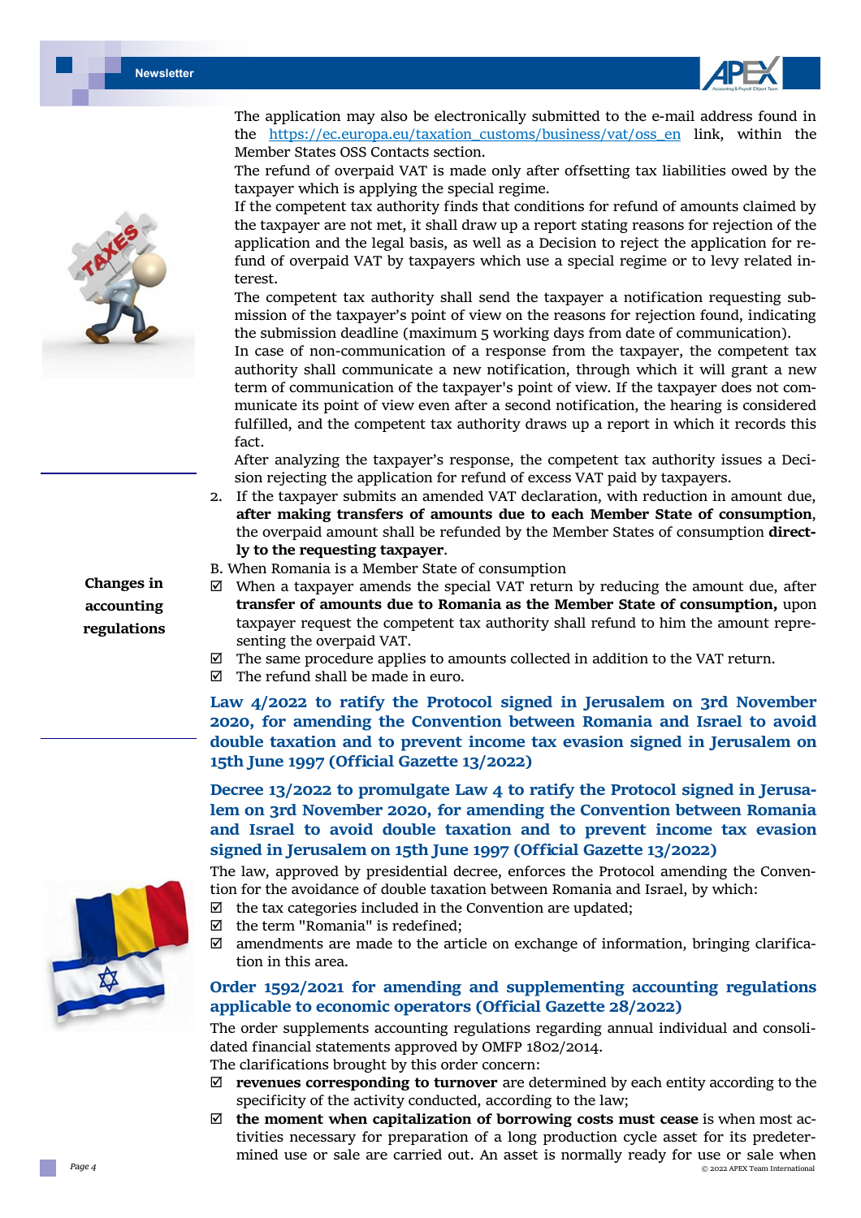The application may also be electronically submitted to the e-mail address found in the https://ec.europa.eu/taxation_customs/business/vat/oss_en link, within the Member States OSS Contacts section.

The refund of overpaid VAT is made only after offsetting tax liabilities owed by the taxpayer which is applying the special regime.

If the competent tax authority finds that conditions for refund of amounts claimed by the taxpayer are not met, it shall draw up a report stating reasons for rejection of the application and the legal basis, as well as a Decision to reject the application for refund of overpaid VAT by taxpayers which use a special regime or to levy related interest.

The competent tax authority shall send the taxpayer a notification requesting submission of the taxpayer's point of view on the reasons for rejection found, indicating the submission deadline (maximum 5 working days from date of communication).

In case of non-communication of a response from the taxpayer, the competent tax authority shall communicate a new notification, through which it will grant a new term of communication of the taxpayer's point of view. If the taxpayer does not communicate its point of view even after a second notification, the hearing is considered fulfilled, and the competent tax authority draws up a report in which it records this fact.

After analyzing the taxpayer's response, the competent tax authority issues a Decision rejecting the application for refund of excess VAT paid by taxpayers.

2. If the taxpayer submits an amended VAT declaration, with reduction in amount due, **after making transfers of amounts due to each Member State of consumption**, the overpaid amount shall be refunded by the Member States of consumption **directly to the requesting taxpayer**.

B. When Romania is a Member State of consumption

- ☑ When a taxpayer amends the special VAT return by reducing the amount due, after **transfer of amounts due to Romania as the Member State of consumption,** upon taxpayer request the competent tax authority shall refund to him the amount representing the overpaid VAT.
- ☑ The same procedure applies to amounts collected in addition to the VAT return.
- ☑ The refund shall be made in euro.

## Law 4/2022 to ratify the Protocol signed in Jerusalem on 3rd November 2020, for amending the Convention between Romania and Israel to avoid double taxation and to prevent income tax evasion signed in Jerusalem on 15th June 1997 (Official Gazette 13/2022)

## Decree 13/2022 to promulgate Law 4 to ratify the Protocol signed in Jerusalem on 3rd November 2020, for amending the Convention between Romania and Israel to avoid double taxation and to prevent income tax evasion signed in Jerusalem on 15th June 1997 (Official Gazette 13/2022)

The law, approved by presidential decree, enforces the Protocol amending the Convention for the avoidance of double taxation between Romania and Israel, by which:

- ☑ the tax categories included in the Convention are updated;
- ☑ the term "Romania" is redefined;
- ☑ amendments are made to the article on exchange of information, bringing clarification in this area.

# Changes in accounting regulations

## Order 1592/2021 for amending and supplementing accounting regulations applicable to economic operators (Official Gazette 28/2022)

The order supplements accounting regulations regarding annual individual and consolidated financial statements approved by OMFP 1802/2014.

The clarifications brought by this order concern:

- ☑ **revenues corresponding to turnover** are determined by each entity according to the specificity of the activity conducted, according to the law;
- ☑ **the moment when capitalization of borrowing costs must cease** is when most activities necessary for preparation of a long production cycle asset for its predetermined use or sale are carried out. An asset is normally ready for use or sale when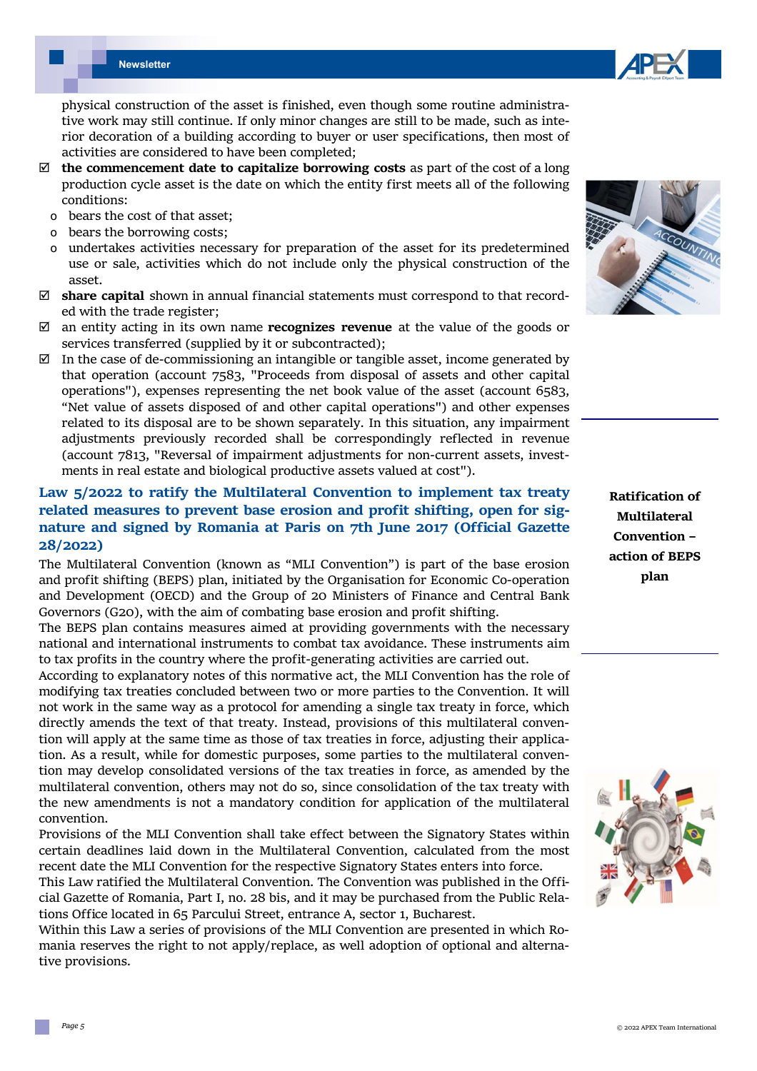physical construction of the asset is finished, even though some routine administrative work may still continue. If only minor changes are still to be made, such as interior decoration of a building according to buyer or user specifications, then most of activities are considered to have been completed;

- ☑ **the commencement date to capitalize borrowing costs** as part of the cost of a long production cycle asset is the date on which the entity first meets all of the following conditions:
  - o bears the cost of that asset;
  - o bears the borrowing costs;
  - o undertakes activities necessary for preparation of the asset for its predetermined use or sale, activities which do not include only the physical construction of the asset.
- ☑ **share capital** shown in annual financial statements must correspond to that recorded with the trade register;
- ☑ an entity acting in its own name **recognizes revenue** at the value of the goods or services transferred (supplied by it or subcontracted);
- ☑ In the case of de-commissioning an intangible or tangible asset, income generated by that operation (account 7583, "Proceeds from disposal of assets and other capital operations"), expenses representing the net book value of the asset (account 6583, "Net value of assets disposed of and other capital operations") and other expenses related to its disposal are to be shown separately. In this situation, any impairment adjustments previously recorded shall be correspondingly reflected in revenue (account 7813, "Reversal of impairment adjustments for non-current assets, investments in real estate and biological productive assets valued at cost").

## Law 5/2022 to ratify the Multilateral Convention to implement tax treaty related measures to prevent base erosion and profit shifting, open for signature and signed by Romania at Paris on 7th June 2017 (Official Gazette 28/2022)

**Ratification of Multilateral Convention – action of BEPS plan**

The Multilateral Convention (known as "MLI Convention") is part of the base erosion and profit shifting (BEPS) plan, initiated by the Organisation for Economic Co-operation and Development (OECD) and the Group of 20 Ministers of Finance and Central Bank Governors (G20), with the aim of combating base erosion and profit shifting.

The BEPS plan contains measures aimed at providing governments with the necessary national and international instruments to combat tax avoidance. These instruments aim to tax profits in the country where the profit-generating activities are carried out.

According to explanatory notes of this normative act, the MLI Convention has the role of modifying tax treaties concluded between two or more parties to the Convention. It will not work in the same way as a protocol for amending a single tax treaty in force, which directly amends the text of that treaty. Instead, provisions of this multilateral convention will apply at the same time as those of tax treaties in force, adjusting their application. As a result, while for domestic purposes, some parties to the multilateral convention may develop consolidated versions of the tax treaties in force, as amended by the multilateral convention, others may not do so, since consolidation of the tax treaty with the new amendments is not a mandatory condition for application of the multilateral convention.

Provisions of the MLI Convention shall take effect between the Signatory States within certain deadlines laid down in the Multilateral Convention, calculated from the most recent date the MLI Convention for the respective Signatory States enters into force.

This Law ratified the Multilateral Convention. The Convention was published in the Official Gazette of Romania, Part I, no. 28 bis, and it may be purchased from the Public Relations Office located in 65 Parcului Street, entrance A, sector 1, Bucharest.

Within this Law a series of provisions of the MLI Convention are presented in which Romania reserves the right to not apply/replace, as well adoption of optional and alternative provisions.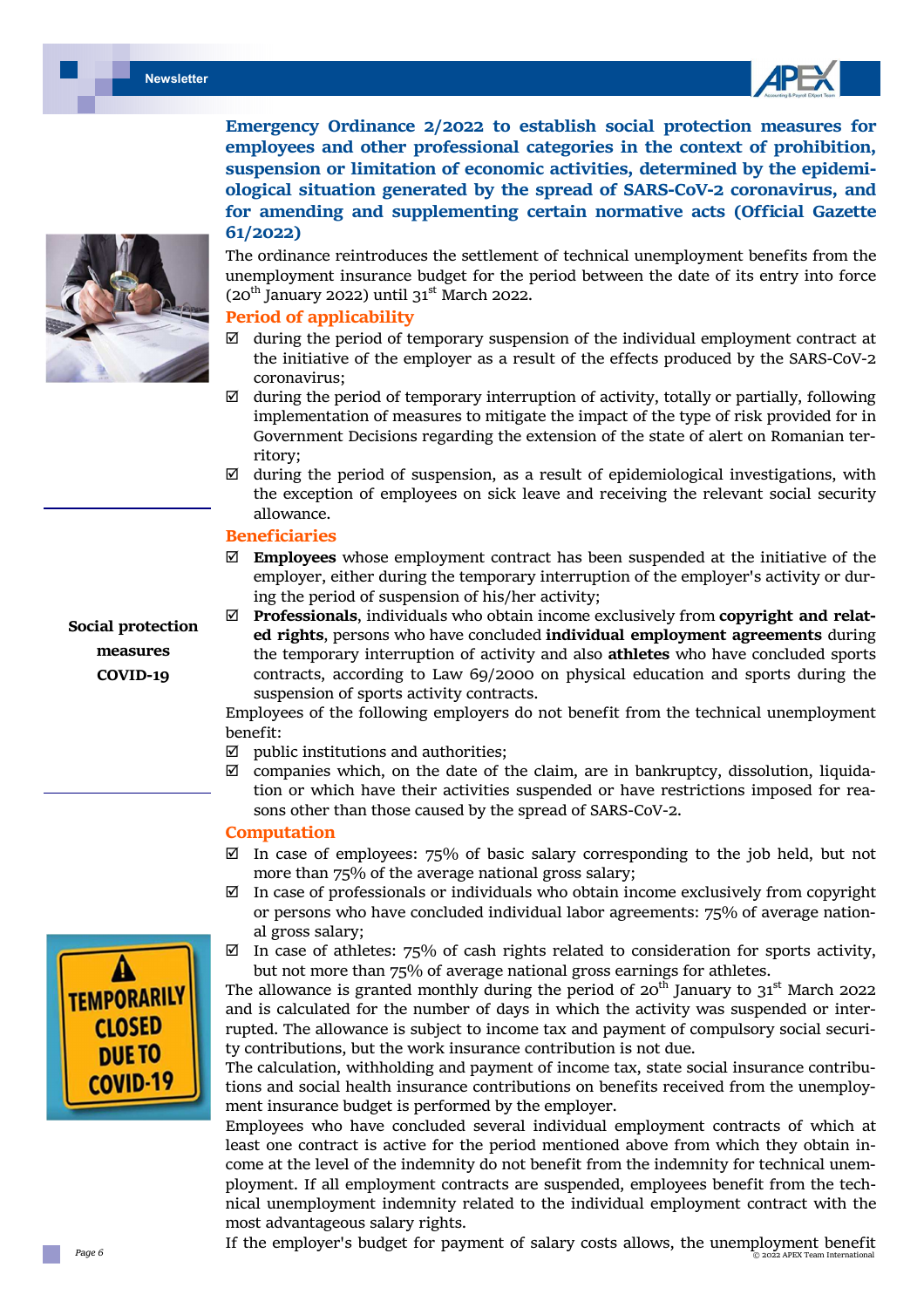## Emergency Ordinance 2/2022 to establish social protection measures for employees and other professional categories in the context of prohibition, suspension or limitation of economic activities, determined by the epidemiological situation generated by the spread of SARS-CoV-2 coronavirus, and for amending and supplementing certain normative acts (Official Gazette 61/2022)

The ordinance reintroduces the settlement of technical unemployment benefits from the unemployment insurance budget for the period between the date of its entry into force (20th January 2022) until 31st March 2022.

**Social protection measures COVID-19**

### Period of applicability

- ☑ during the period of temporary suspension of the individual employment contract at the initiative of the employer as a result of the effects produced by the SARS-CoV-2 coronavirus;
- ☑ during the period of temporary interruption of activity, totally or partially, following implementation of measures to mitigate the impact of the type of risk provided for in Government Decisions regarding the extension of the state of alert on Romanian territory;
- ☑ during the period of suspension, as a result of epidemiological investigations, with the exception of employees on sick leave and receiving the relevant social security allowance.

### Beneficiaries

- ☑ **Employees** whose employment contract has been suspended at the initiative of the employer, either during the temporary interruption of the employer's activity or during the period of suspension of his/her activity;
- ☑ **Professionals**, individuals who obtain income exclusively from **copyright and related rights**, persons who have concluded **individual employment agreements** during the temporary interruption of activity and also **athletes** who have concluded sports contracts, according to Law 69/2000 on physical education and sports during the suspension of sports activity contracts.

Employees of the following employers do not benefit from the technical unemployment benefit:

- ☑ public institutions and authorities;
- ☑ companies which, on the date of the claim, are in bankruptcy, dissolution, liquidation or which have their activities suspended or have restrictions imposed for reasons other than those caused by the spread of SARS-CoV-2.

### Computation

- ☑ In case of employees: 75% of basic salary corresponding to the job held, but not more than 75% of the average national gross salary;
- ☑ In case of professionals or individuals who obtain income exclusively from copyright or persons who have concluded individual labor agreements: 75% of average national gross salary;
- ☑ In case of athletes: 75% of cash rights related to consideration for sports activity, but not more than 75% of average national gross earnings for athletes.

The allowance is granted monthly during the period of 20th January to 31st March 2022 and is calculated for the number of days in which the activity was suspended or interrupted. The allowance is subject to income tax and payment of compulsory social security contributions, but the work insurance contribution is not due.

The calculation, withholding and payment of income tax, state social insurance contributions and social health insurance contributions on benefits received from the unemployment insurance budget is performed by the employer.

Employees who have concluded several individual employment contracts of which at least one contract is active for the period mentioned above from which they obtain income at the level of the indemnity do not benefit from the indemnity for technical unemployment. If all employment contracts are suspended, employees benefit from the technical unemployment indemnity related to the individual employment contract with the most advantageous salary rights.

If the employer's budget for payment of salary costs allows, the unemployment benefit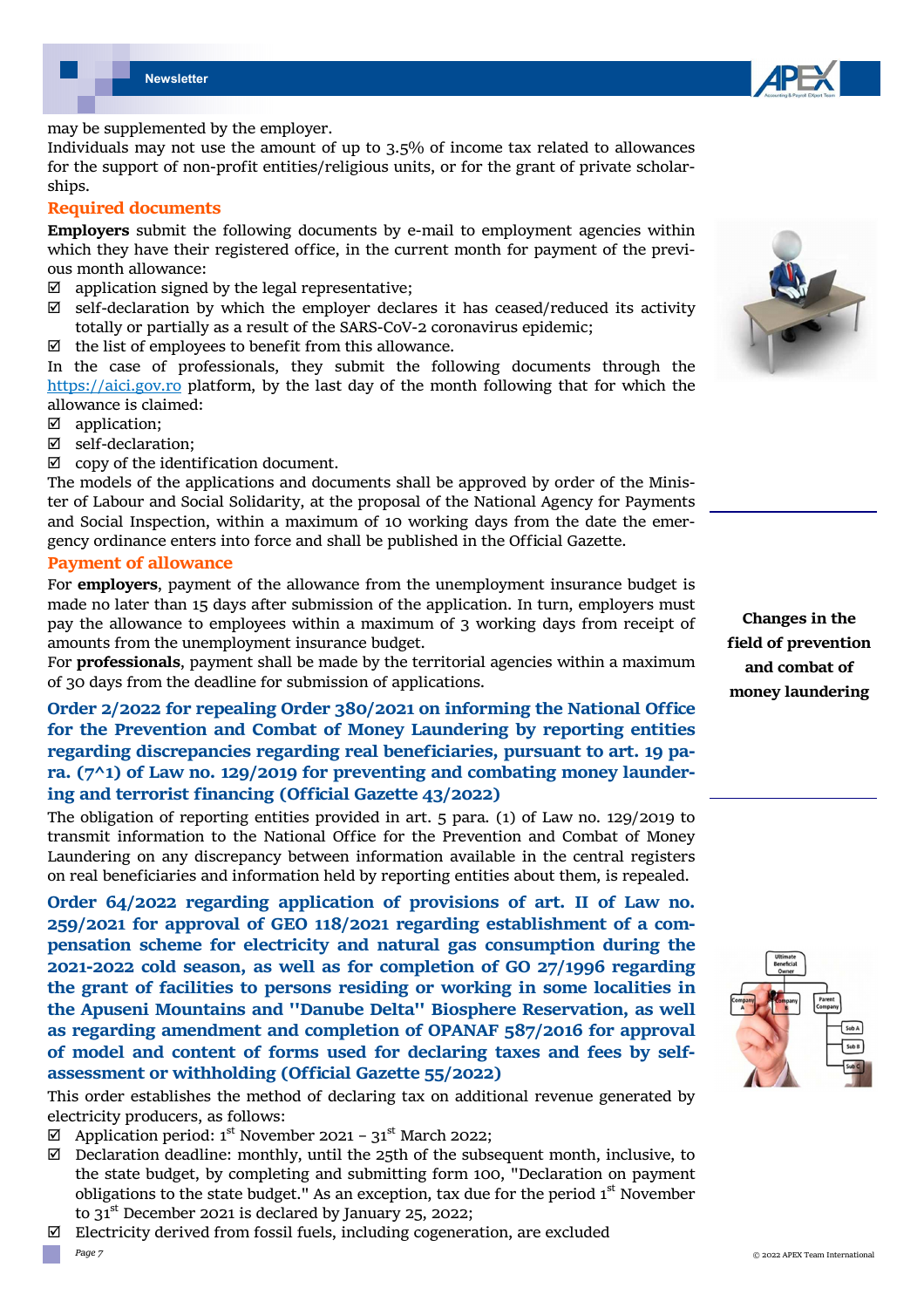may be supplemented by the employer.

Individuals may not use the amount of up to 3.5% of income tax related to allowances for the support of non-profit entities/religious units, or for the grant of private scholarships.

### Required documents

**Employers** submit the following documents by e-mail to employment agencies within which they have their registered office, in the current month for payment of the previous month allowance:

- ☑ application signed by the legal representative;
- ☑ self-declaration by which the employer declares it has ceased/reduced its activity totally or partially as a result of the SARS-CoV-2 coronavirus epidemic;
- ☑ the list of employees to benefit from this allowance.

In the case of professionals, they submit the following documents through the https://aici.gov.ro platform, by the last day of the month following that for which the allowance is claimed:

- ☑ application;
- ☑ self-declaration;
- ☑ copy of the identification document.

The models of the applications and documents shall be approved by order of the Minister of Labour and Social Solidarity, at the proposal of the National Agency for Payments and Social Inspection, within a maximum of 10 working days from the date the emergency ordinance enters into force and shall be published in the Official Gazette.

### Payment of allowance

For **employers**, payment of the allowance from the unemployment insurance budget is made no later than 15 days after submission of the application. In turn, employers must pay the allowance to employees within a maximum of 3 working days from receipt of amounts from the unemployment insurance budget.

For **professionals**, payment shall be made by the territorial agencies within a maximum of 30 days from the deadline for submission of applications.

**Changes in the field of prevention and combat of money laundering**

## Order 2/2022 for repealing Order 380/2021 on informing the National Office for the Prevention and Combat of Money Laundering by reporting entities regarding discrepancies regarding real beneficiaries, pursuant to art. 19 para. (7^1) of Law no. 129/2019 for preventing and combating money laundering and terrorist financing (Official Gazette 43/2022)

The obligation of reporting entities provided in art. 5 para. (1) of Law no. 129/2019 to transmit information to the National Office for the Prevention and Combat of Money Laundering on any discrepancy between information available in the central registers on real beneficiaries and information held by reporting entities about them, is repealed.

## Order 64/2022 regarding application of provisions of art. II of Law no. 259/2021 for approval of GEO 118/2021 regarding establishment of a compensation scheme for electricity and natural gas consumption during the 2021-2022 cold season, as well as for completion of GO 27/1996 regarding the grant of facilities to persons residing or working in some localities in the Apuseni Mountains and "Danube Delta" Biosphere Reservation, as well as regarding amendment and completion of OPANAF 587/2016 for approval of model and content of forms used for declaring taxes and fees by self-assessment or withholding (Official Gazette 55/2022)

This order establishes the method of declaring tax on additional revenue generated by electricity producers, as follows:

- ☑ Application period: 1st November 2021 – 31st March 2022;
- ☑ Declaration deadline: monthly, until the 25th of the subsequent month, inclusive, to the state budget, by completing and submitting form 100, "Declaration on payment obligations to the state budget." As an exception, tax due for the period 1st November to 31st December 2021 is declared by January 25, 2022;
- ☑ Electricity derived from fossil fuels, including cogeneration, are excluded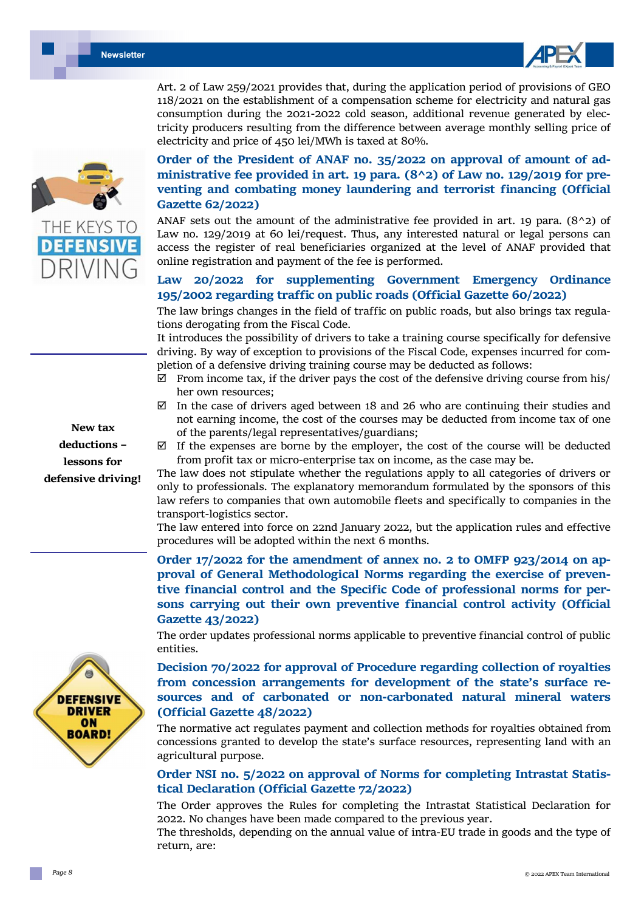Art. 2 of Law 259/2021 provides that, during the application period of provisions of GEO 118/2021 on the establishment of a compensation scheme for electricity and natural gas consumption during the 2021-2022 cold season, additional revenue generated by electricity producers resulting from the difference between average monthly selling price of electricity and price of 450 lei/MWh is taxed at 80%.

## Order of the President of ANAF no. 35/2022 on approval of amount of administrative fee provided in art. 19 para. (8^2) of Law no. 129/2019 for preventing and combating money laundering and terrorist financing (Official Gazette 62/2022)

ANAF sets out the amount of the administrative fee provided in art. 19 para. (8^2) of Law no. 129/2019 at 60 lei/request. Thus, any interested natural or legal persons can access the register of real beneficiaries organized at the level of ANAF provided that online registration and payment of the fee is performed.

## Law 20/2022 for supplementing Government Emergency Ordinance 195/2002 regarding traffic on public roads (Official Gazette 60/2022)

**New tax deductions – lessons for defensive driving!**

The law brings changes in the field of traffic on public roads, but also brings tax regulations derogating from the Fiscal Code.

It introduces the possibility of drivers to take a training course specifically for defensive driving. By way of exception to provisions of the Fiscal Code, expenses incurred for completion of a defensive driving training course may be deducted as follows:

- ☑ From income tax, if the driver pays the cost of the defensive driving course from his/her own resources;
- ☑ In the case of drivers aged between 18 and 26 who are continuing their studies and not earning income, the cost of the courses may be deducted from income tax of one of the parents/legal representatives/guardians;
- ☑ If the expenses are borne by the employer, the cost of the course will be deducted from profit tax or micro-enterprise tax on income, as the case may be.

The law does not stipulate whether the regulations apply to all categories of drivers or only to professionals. The explanatory memorandum formulated by the sponsors of this law refers to companies that own automobile fleets and specifically to companies in the transport-logistics sector.

The law entered into force on 22nd January 2022, but the application rules and effective procedures will be adopted within the next 6 months.

## Order 17/2022 for the amendment of annex no. 2 to OMFP 923/2014 on approval of General Methodological Norms regarding the exercise of preventive financial control and the Specific Code of professional norms for persons carrying out their own preventive financial control activity (Official Gazette 43/2022)

The order updates professional norms applicable to preventive financial control of public entities.

## Decision 70/2022 for approval of Procedure regarding collection of royalties from concession arrangements for development of the state's surface resources and of carbonated or non-carbonated natural mineral waters (Official Gazette 48/2022)

The normative act regulates payment and collection methods for royalties obtained from concessions granted to develop the state's surface resources, representing land with an agricultural purpose.

## Order NSI no. 5/2022 on approval of Norms for completing Intrastat Statistical Declaration (Official Gazette 72/2022)

The Order approves the Rules for completing the Intrastat Statistical Declaration for 2022. No changes have been made compared to the previous year.

The thresholds, depending on the annual value of intra-EU trade in goods and the type of return, are: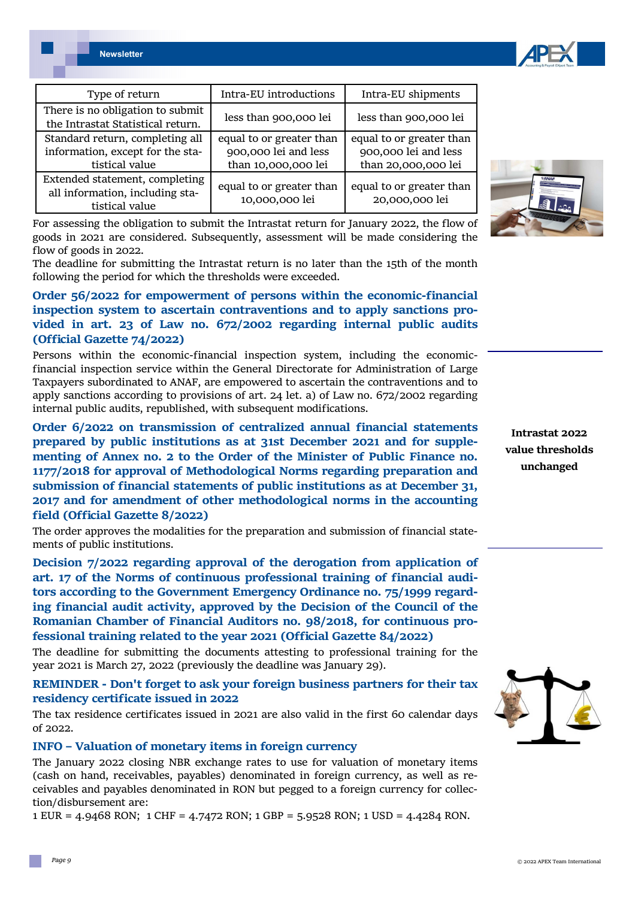| Type of return | Intra-EU introductions | Intra-EU shipments |
|---|---|---|
| There is no obligation to submit the Intrastat Statistical return. | less than 900,000 lei | less than 900,000 lei |
| Standard return, completing all information, except for the statistical value | equal to or greater than 900,000 lei and less than 10,000,000 lei | equal to or greater than 900,000 lei and less than 20,000,000 lei |
| Extended statement, completing all information, including statistical value | equal to or greater than 10,000,000 lei | equal to or greater than 20,000,000 lei |

For assessing the obligation to submit the Intrastat return for January 2022, the flow of goods in 2021 are considered. Subsequently, assessment will be made considering the flow of goods in 2022.

The deadline for submitting the Intrastat return is no later than the 15th of the month following the period for which the thresholds were exceeded.

**Intrastat 2022 value thresholds unchanged**

### Order 56/2022 for empowerment of persons within the economic-financial inspection system to ascertain contraventions and to apply sanctions provided in art. 23 of Law no. 672/2002 regarding internal public audits (Official Gazette 74/2022)

Persons within the economic-financial inspection system, including the economic-financial inspection service within the General Directorate for Administration of Large Taxpayers subordinated to ANAF, are empowered to ascertain the contraventions and to apply sanctions according to provisions of art. 24 let. a) of Law no. 672/2002 regarding internal public audits, republished, with subsequent modifications.

### Order 6/2022 on transmission of centralized annual financial statements prepared by public institutions as at 31st December 2021 and for supplementing of Annex no. 2 to the Order of the Minister of Public Finance no. 1177/2018 for approval of Methodological Norms regarding preparation and submission of financial statements of public institutions as at December 31, 2017 and for amendment of other methodological norms in the accounting field (Official Gazette 8/2022)

The order approves the modalities for the preparation and submission of financial statements of public institutions.

### Decision 7/2022 regarding approval of the derogation from application of art. 17 of the Norms of continuous professional training of financial auditors according to the Government Emergency Ordinance no. 75/1999 regarding financial audit activity, approved by the Decision of the Council of the Romanian Chamber of Financial Auditors no. 98/2018, for continuous professional training related to the year 2021 (Official Gazette 84/2022)

The deadline for submitting the documents attesting to professional training for the year 2021 is March 27, 2022 (previously the deadline was January 29).

### REMINDER - Don't forget to ask your foreign business partners for their tax residency certificate issued in 2022

The tax residence certificates issued in 2021 are also valid in the first 60 calendar days of 2022.

### INFO – Valuation of monetary items in foreign currency

The January 2022 closing NBR exchange rates to use for valuation of monetary items (cash on hand, receivables, payables) denominated in foreign currency, as well as receivables and payables denominated in RON but pegged to a foreign currency for collection/disbursement are:

1 EUR = 4.9468 RON; 1 CHF = 4.7472 RON; 1 GBP = 5.9528 RON; 1 USD = 4.4284 RON.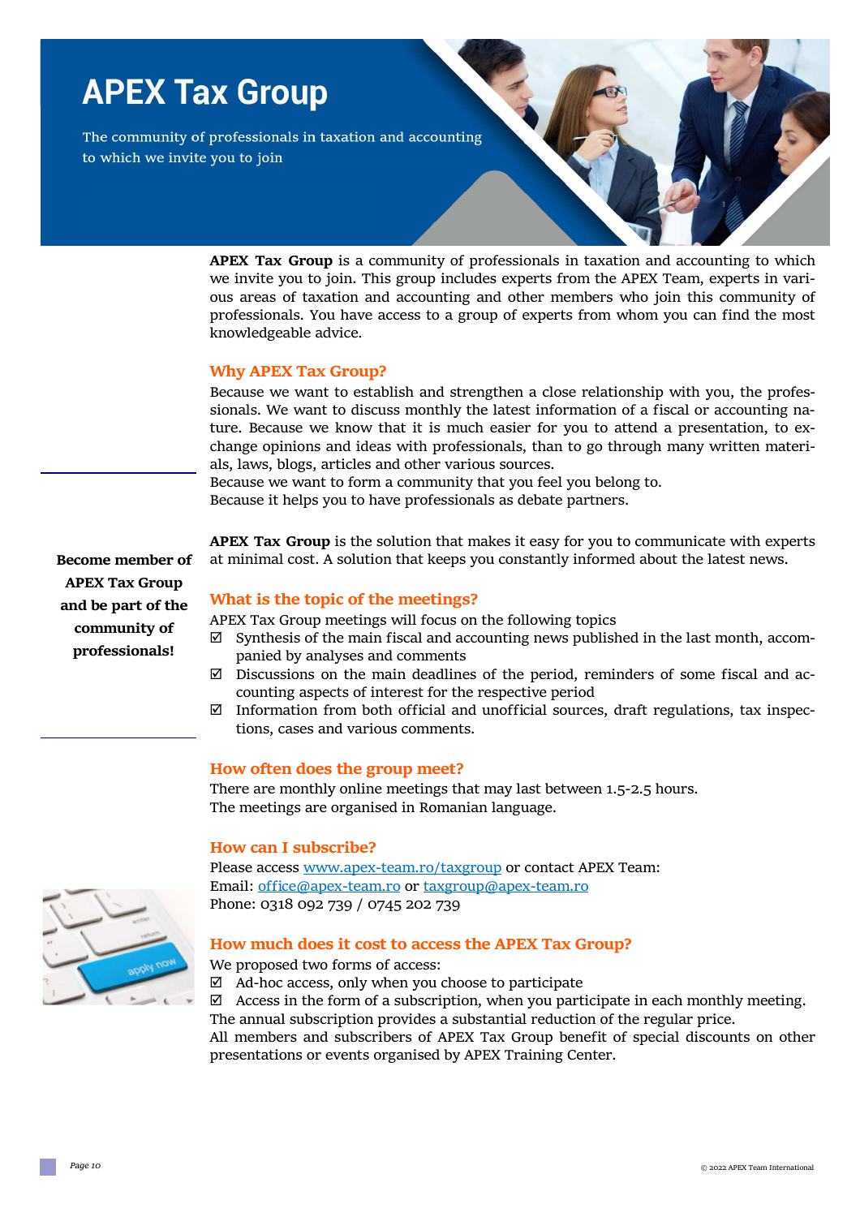# APEX Tax Group

The community of professionals in taxation and accounting to which we invite you to join

**APEX Tax Group** is a community of professionals in taxation and accounting to which we invite you to join. This group includes experts from the APEX Team, experts in various areas of taxation and accounting and other members who join this community of professionals. You have access to a group of experts from whom you can find the most knowledgeable advice.

## Why APEX Tax Group?

Because we want to establish and strengthen a close relationship with you, the professionals. We want to discuss monthly the latest information of a fiscal or accounting nature. Because we know that it is much easier for you to attend a presentation, to exchange opinions and ideas with professionals, than to go through many written materials, laws, blogs, articles and other various sources.
Because we want to form a community that you feel you belong to.
Because it helps you to have professionals as debate partners.

**Become member of APEX Tax Group and be part of the community of professionals!**

**APEX Tax Group** is the solution that makes it easy for you to communicate with experts at minimal cost. A solution that keeps you constantly informed about the latest news.

## What is the topic of the meetings?

APEX Tax Group meetings will focus on the following topics

- ☑ Synthesis of the main fiscal and accounting news published in the last month, accompanied by analyses and comments
- ☑ Discussions on the main deadlines of the period, reminders of some fiscal and accounting aspects of interest for the respective period
- ☑ Information from both official and unofficial sources, draft regulations, tax inspections, cases and various comments.

## How often does the group meet?

There are monthly online meetings that may last between 1.5-2.5 hours.
The meetings are organised in Romanian language.

## How can I subscribe?

Please access www.apex-team.ro/taxgroup or contact APEX Team:
Email: office@apex-team.ro or taxgroup@apex-team.ro
Phone: 0318 092 739 / 0745 202 739

## How much does it cost to access the APEX Tax Group?

We proposed two forms of access:

- ☑ Ad-hoc access, only when you choose to participate
- ☑ Access in the form of a subscription, when you participate in each monthly meeting.

The annual subscription provides a substantial reduction of the regular price.
All members and subscribers of APEX Tax Group benefit of special discounts on other presentations or events organised by APEX Training Center.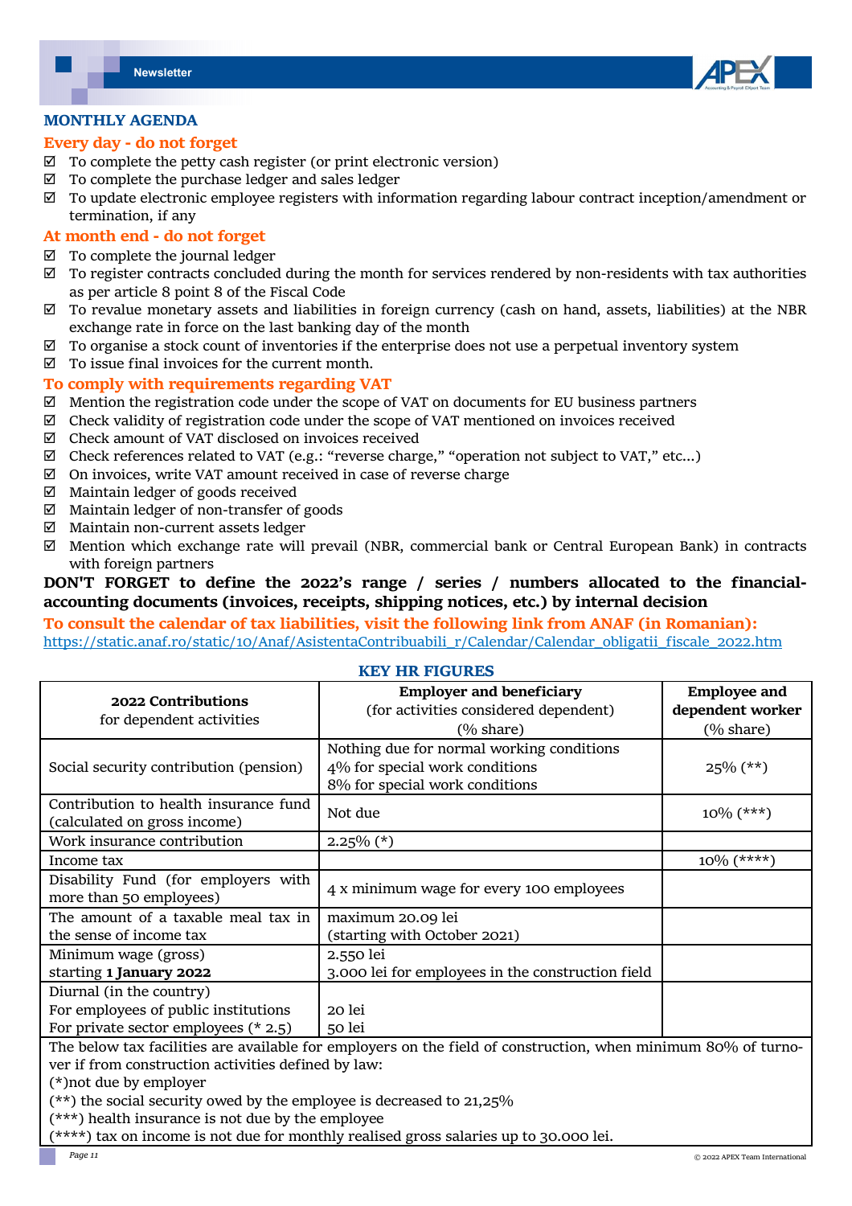## MONTHLY AGENDA

### Every day - do not forget

- ☑ To complete the petty cash register (or print electronic version)
- ☑ To complete the purchase ledger and sales ledger
- ☑ To update electronic employee registers with information regarding labour contract inception/amendment or termination, if any

### At month end - do not forget

- ☑ To complete the journal ledger
- ☑ To register contracts concluded during the month for services rendered by non-residents with tax authorities as per article 8 point 8 of the Fiscal Code
- ☑ To revalue monetary assets and liabilities in foreign currency (cash on hand, assets, liabilities) at the NBR exchange rate in force on the last banking day of the month
- ☑ To organise a stock count of inventories if the enterprise does not use a perpetual inventory system
- ☑ To issue final invoices for the current month.

### To comply with requirements regarding VAT

- ☑ Mention the registration code under the scope of VAT on documents for EU business partners
- ☑ Check validity of registration code under the scope of VAT mentioned on invoices received
- ☑ Check amount of VAT disclosed on invoices received
- ☑ Check references related to VAT (e.g.: "reverse charge," "operation not subject to VAT," etc...)
- ☑ On invoices, write VAT amount received in case of reverse charge
- ☑ Maintain ledger of goods received
- ☑ Maintain ledger of non-transfer of goods
- ☑ Maintain non-current assets ledger
- ☑ Mention which exchange rate will prevail (NBR, commercial bank or Central European Bank) in contracts with foreign partners

**DON'T FORGET to define the 2022's range / series / numbers allocated to the financial-accounting documents (invoices, receipts, shipping notices, etc.) by internal decision**

**To consult the calendar of tax liabilities, visit the following link from ANAF (in Romanian):**
https://static.anaf.ro/static/10/Anaf/AsistentaContribuabili_r/Calendar/Calendar_obligatii_fiscale_2022.htm

## KEY HR FIGURES

| **2022 Contributions** for dependent activities | **Employer and beneficiary** (for activities considered dependent) (% share) | **Employee and dependent worker** (% share) |
|---|---|---|
| Social security contribution (pension) | Nothing due for normal working conditions<br>4% for special work conditions<br>8% for special work conditions | 25% (**) |
| Contribution to health insurance fund (calculated on gross income) | Not due | 10% (***) |
| Work insurance contribution | 2.25% (*) | |
| Income tax | | 10% (****) |
| Disability Fund (for employers with more than 50 employees) | 4 x minimum wage for every 100 employees | |
| The amount of a taxable meal tax in the sense of income tax | maximum 20.09 lei<br>(starting with October 2021) | |
| Minimum wage (gross)<br>starting **1 January 2022** | 2.550 lei<br>3.000 lei for employees in the construction field | |
| Diurnal (in the country)<br>For employees of public institutions<br>For private sector employees (* 2.5) | <br>20 lei<br>50 lei | |

The below tax facilities are available for employers on the field of construction, when minimum 80% of turnover if from construction activities defined by law:
(*)not due by employer
(**) the social security owed by the employee is decreased to 21,25%
(***) health insurance is not due by the employee
(****) tax on income is not due for monthly realised gross salaries up to 30.000 lei.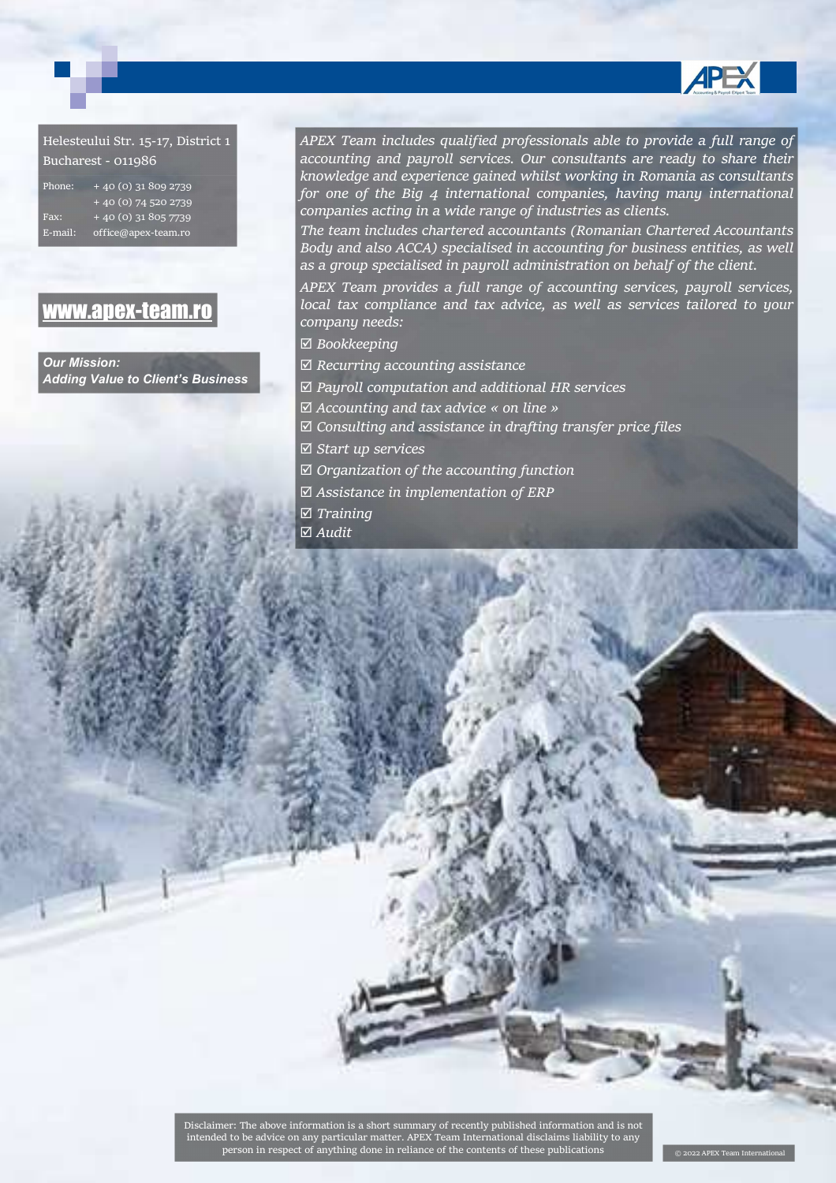Helesteului Str. 15-17, District 1
Bucharest - 011986

Phone: + 40 (0) 31 809 2739
+ 40 (0) 74 520 2739
Fax: + 40 (0) 31 805 7739
E-mail: office@apex-team.ro

www.apex-team.ro

***Our Mission:***
***Adding Value to Client's Business***

*APEX Team includes qualified professionals able to provide a full range of accounting and payroll services. Our consultants are ready to share their knowledge and experience gained whilst working in Romania as consultants for one of the Big 4 international companies, having many international companies acting in a wide range of industries as clients.*

*The team includes chartered accountants (Romanian Chartered Accountants Body and also ACCA) specialised in accounting for business entities, as well as a group specialised in payroll administration on behalf of the client.*

*APEX Team provides a full range of accounting services, payroll services, local tax compliance and tax advice, as well as services tailored to your company needs:*

- ☑ *Bookkeeping*
- ☑ *Recurring accounting assistance*
- ☑ *Payroll computation and additional HR services*
- ☑ *Accounting and tax advice « on line »*
- ☑ *Consulting and assistance in drafting transfer price files*
- ☑ *Start up services*
- ☑ *Organization of the accounting function*
- ☑ *Assistance in implementation of ERP*
- ☑ *Training*
- ☑ *Audit*

Disclaimer: The above information is a short summary of recently published information and is not intended to be advice on any particular matter. APEX Team International disclaims liability to any person in respect of anything done in reliance of the contents of these publications

© 2022 APEX Team International